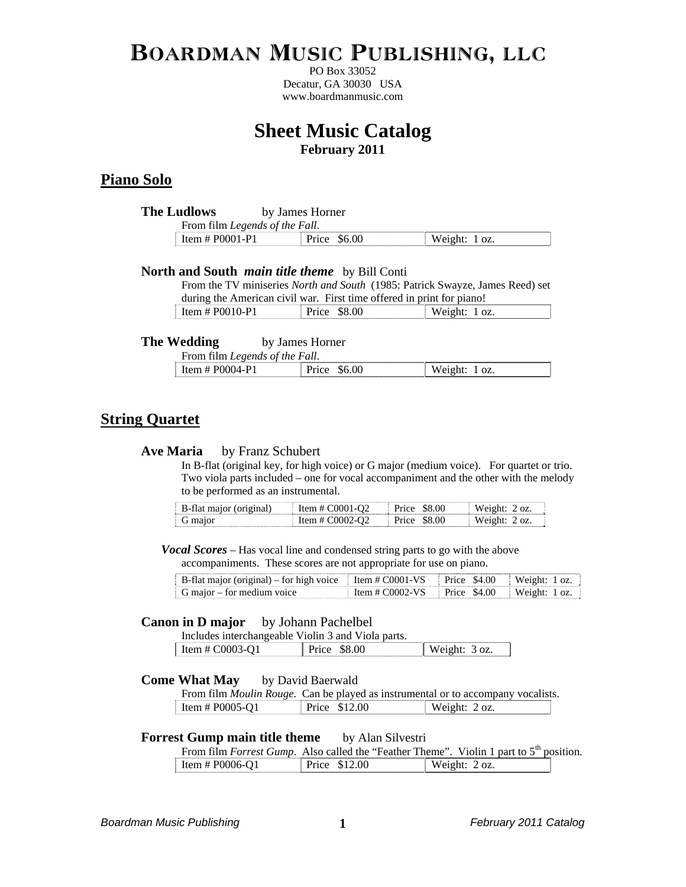# Boardman Music Publishing, LLC

PO Box 33052
Decatur, GA 30030 USA
www.boardmanmusic.com

## Sheet Music Catalog

**February 2011**

## Piano Solo

**The Ludlows** by James Horner

From film *Legends of the Fall*.

| Item # P0001-P1 | Price $6.00 | Weight: 1 oz. |
|---|---|---|

**North and South** ***main title theme*** by Bill Conti

From the TV miniseries *North and South* (1985: Patrick Swayze, James Reed) set during the American civil war. First time offered in print for piano!

| Item # P0010-P1 | Price $8.00 | Weight: 1 oz. |
|---|---|---|

**The Wedding** by James Horner

From film *Legends of the Fall*.

| Item # P0004-P1 | Price $6.00 | Weight: 1 oz. |
|---|---|---|

## String Quartet

**Ave Maria** by Franz Schubert

In B-flat (original key, for high voice) or G major (medium voice). For quartet or trio. Two viola parts included – one for vocal accompaniment and the other with the melody to be performed as an instrumental.

| B-flat major (original) | Item # C0001-Q2 | Price $8.00 | Weight: 2 oz. |
|---|---|---|---|
| G major | Item # C0002-Q2 | Price $8.00 | Weight: 2 oz. |

***Vocal Scores*** – Has vocal line and condensed string parts to go with the above accompaniments. These scores are not appropriate for use on piano.

| B-flat major (original) – for high voice | Item # C0001-VS | Price $4.00 | Weight: 1 oz. |
|---|---|---|---|
| G major – for medium voice | Item # C0002-VS | Price $4.00 | Weight: 1 oz. |

**Canon in D major** by Johann Pachelbel

Includes interchangeable Violin 3 and Viola parts.

| Item # C0003-Q1 | Price $8.00 | Weight: 3 oz. |
|---|---|---|

**Come What May** by David Baerwald

From film *Moulin Rouge*. Can be played as instrumental or to accompany vocalists.

| Item # P0005-Q1 | Price $12.00 | Weight: 2 oz. |
|---|---|---|

**Forrest Gump main title theme** by Alan Silvestri

From film *Forrest Gump*. Also called the "Feather Theme". Violin 1 part to 5th position.

| Item # P0006-Q1 | Price $12.00 | Weight: 2 oz. |
|---|---|---|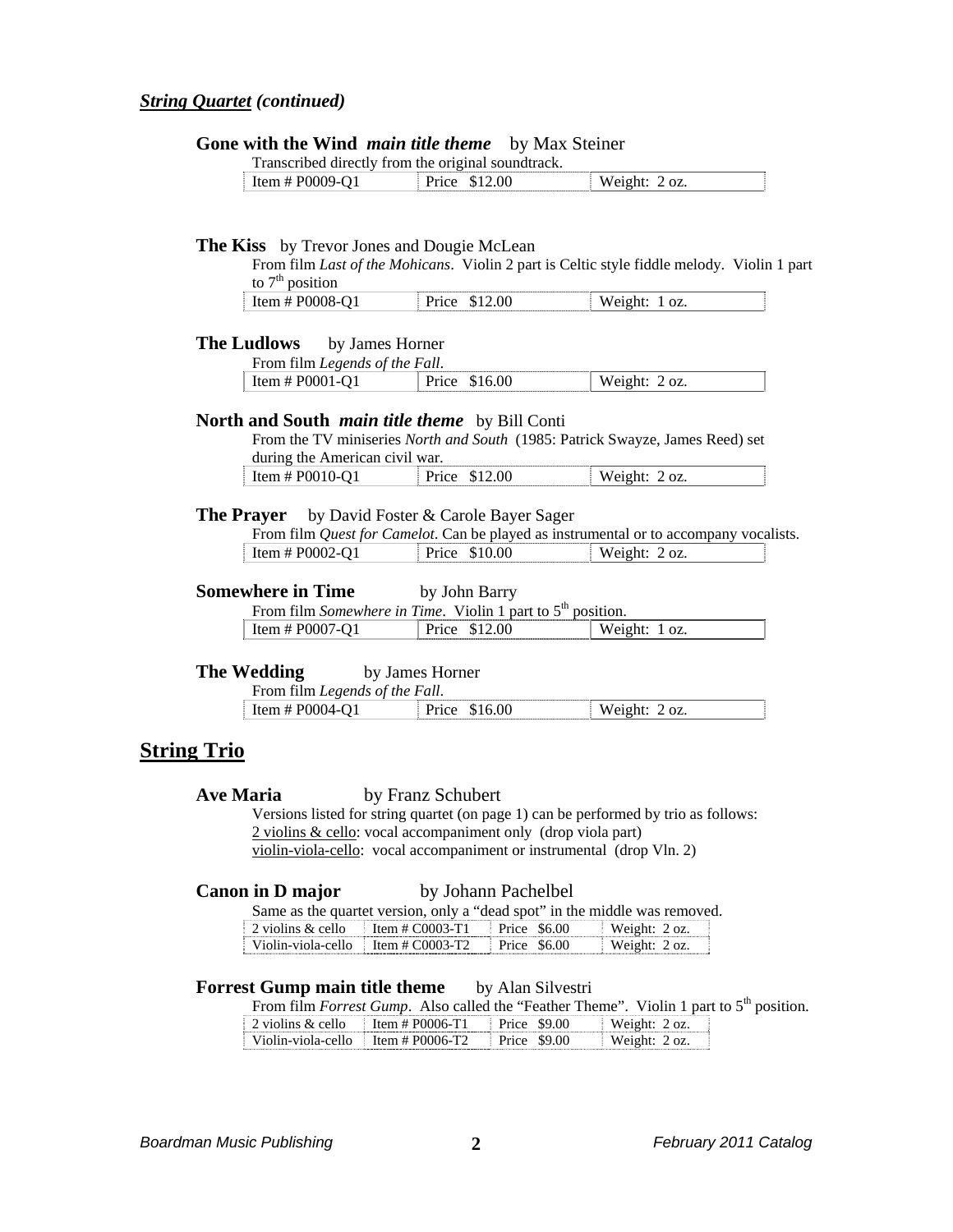*String Quartet (continued)*

**Gone with the Wind** ***main title theme*** by Max Steiner

Transcribed directly from the original soundtrack.

| Item # P0009-Q1 | Price $12.00 | Weight: 2 oz. |
|---|---|---|

**The Kiss** by Trevor Jones and Dougie McLean

From film *Last of the Mohicans*. Violin 2 part is Celtic style fiddle melody. Violin 1 part to 7th position

| Item # P0008-Q1 | Price $12.00 | Weight: 1 oz. |
|---|---|---|

**The Ludlows** by James Horner

From film *Legends of the Fall*.

| Item # P0001-Q1 | Price $16.00 | Weight: 2 oz. |
|---|---|---|

**North and South** ***main title theme*** by Bill Conti

From the TV miniseries *North and South* (1985: Patrick Swayze, James Reed) set during the American civil war.

| Item # P0010-Q1 | Price $12.00 | Weight: 2 oz. |
|---|---|---|

**The Prayer** by David Foster & Carole Bayer Sager

From film *Quest for Camelot*. Can be played as instrumental or to accompany vocalists.

| Item # P0002-Q1 | Price $10.00 | Weight: 2 oz. |
|---|---|---|

**Somewhere in Time** by John Barry

From film *Somewhere in Time*. Violin 1 part to 5th position.

| Item # P0007-Q1 | Price $12.00 | Weight: 1 oz. |
|---|---|---|

**The Wedding** by James Horner

From film *Legends of the Fall*.

| Item # P0004-Q1 | Price $16.00 | Weight: 2 oz. |
|---|---|---|

## String Trio

**Ave Maria** by Franz Schubert

Versions listed for string quartet (on page 1) can be performed by trio as follows:
2 violins & cello: vocal accompaniment only (drop viola part)
violin-viola-cello: vocal accompaniment or instrumental (drop Vln. 2)

**Canon in D major** by Johann Pachelbel

Same as the quartet version, only a "dead spot" in the middle was removed.

| 2 violins & cello | Item # C0003-T1 | Price $6.00 | Weight: 2 oz. |
|---|---|---|---|
| Violin-viola-cello | Item # C0003-T2 | Price $6.00 | Weight: 2 oz. |

**Forrest Gump main title theme** by Alan Silvestri

From film *Forrest Gump*. Also called the "Feather Theme". Violin 1 part to 5th position.

| 2 violins & cello | Item # P0006-T1 | Price $9.00 | Weight: 2 oz. |
|---|---|---|---|
| Violin-viola-cello | Item # P0006-T2 | Price $9.00 | Weight: 2 oz. |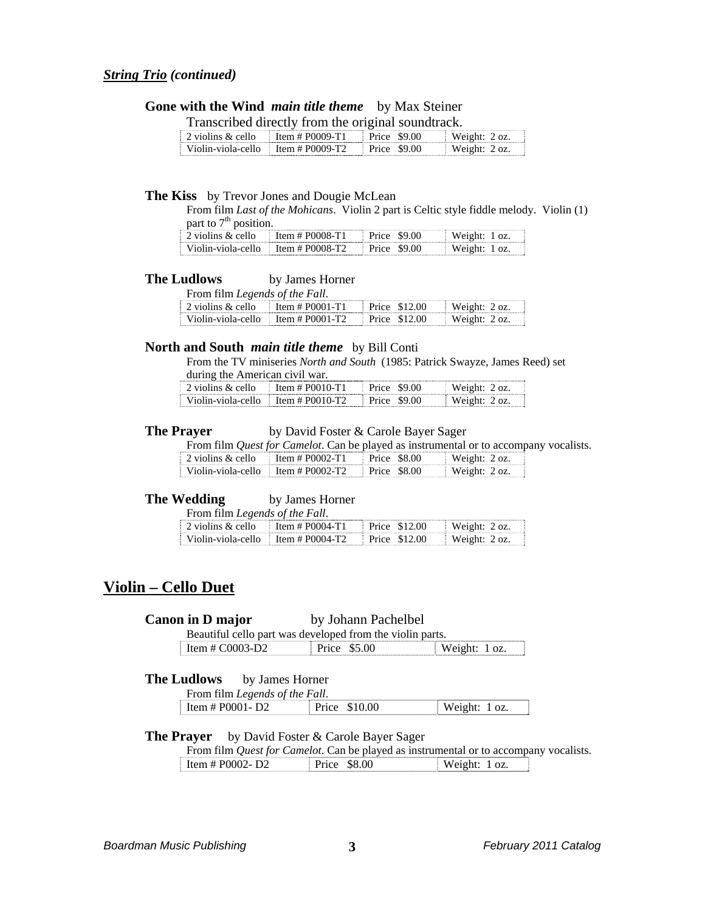### ***String Trio (continued)***

**Gone with the Wind** ***main title theme*** by Max Steiner

Transcribed directly from the original soundtrack.

| 2 violins & cello | Item # P0009-T1 | Price $9.00 | Weight: 2 oz. |
|---|---|---|---|
| Violin-viola-cello | Item # P0009-T2 | Price $9.00 | Weight: 2 oz. |

**The Kiss** by Trevor Jones and Dougie McLean

From film *Last of the Mohicans*. Violin 2 part is Celtic style fiddle melody. Violin (1) part to 7th position.

| 2 violins & cello | Item # P0008-T1 | Price $9.00 | Weight: 1 oz. |
|---|---|---|---|
| Violin-viola-cello | Item # P0008-T2 | Price $9.00 | Weight: 1 oz. |

**The Ludlows** by James Horner

From film *Legends of the Fall*.

| 2 violins & cello | Item # P0001-T1 | Price $12.00 | Weight: 2 oz. |
|---|---|---|---|
| Violin-viola-cello | Item # P0001-T2 | Price $12.00 | Weight: 2 oz. |

**North and South** ***main title theme*** by Bill Conti

From the TV miniseries *North and South* (1985: Patrick Swayze, James Reed) set during the American civil war.

| 2 violins & cello | Item # P0010-T1 | Price $9.00 | Weight: 2 oz. |
|---|---|---|---|
| Violin-viola-cello | Item # P0010-T2 | Price $9.00 | Weight: 2 oz. |

**The Prayer** by David Foster & Carole Bayer Sager

From film *Quest for Camelot*. Can be played as instrumental or to accompany vocalists.

| 2 violins & cello | Item # P0002-T1 | Price $8.00 | Weight: 2 oz. |
|---|---|---|---|
| Violin-viola-cello | Item # P0002-T2 | Price $8.00 | Weight: 2 oz. |

**The Wedding** by James Horner

From film *Legends of the Fall*.

| 2 violins & cello | Item # P0004-T1 | Price $12.00 | Weight: 2 oz. |
|---|---|---|---|
| Violin-viola-cello | Item # P0004-T2 | Price $12.00 | Weight: 2 oz. |

## Violin – Cello Duet

**Canon in D major** by Johann Pachelbel

Beautiful cello part was developed from the violin parts.

| Item # C0003-D2 | Price $5.00 | Weight: 1 oz. |
|---|---|---|

**The Ludlows** by James Horner

From film *Legends of the Fall*.

| Item # P0001- D2 | Price $10.00 | Weight: 1 oz. |
|---|---|---|

**The Prayer** by David Foster & Carole Bayer Sager

From film *Quest for Camelot*. Can be played as instrumental or to accompany vocalists.

| Item # P0002- D2 | Price $8.00 | Weight: 1 oz. |
|---|---|---|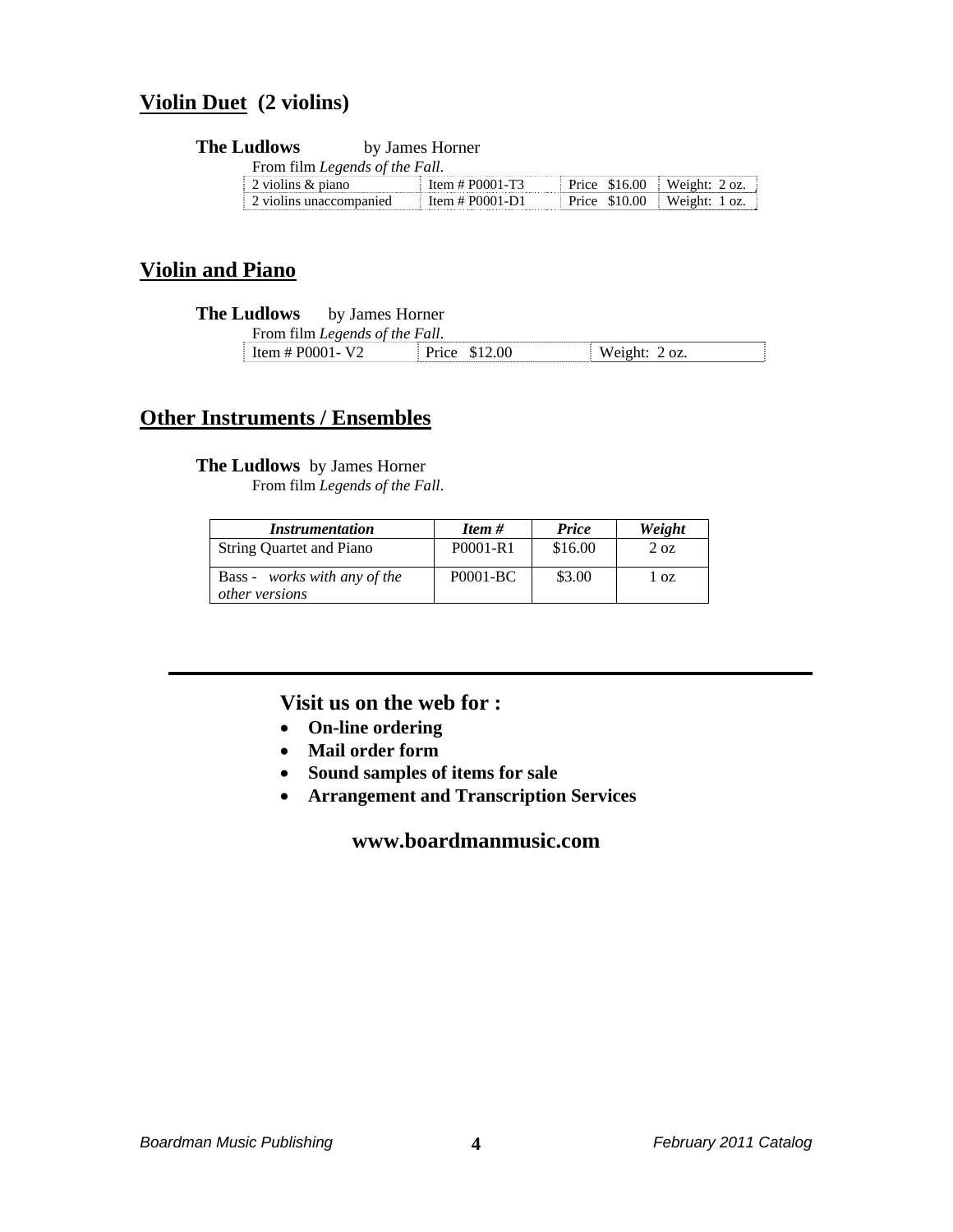## Violin Duet (2 violins)

**The Ludlows** by James Horner

From film *Legends of the Fall*.

| | | | |
|---|---|---|---|
| 2 violins & piano | Item # P0001-T3 | Price $16.00 | Weight: 2 oz. |
| 2 violins unaccompanied | Item # P0001-D1 | Price $10.00 | Weight: 1 oz. |

## Violin and Piano

**The Ludlows** by James Horner

From film *Legends of the Fall*.

| | | |
|---|---|---|
| Item # P0001- V2 | Price $12.00 | Weight: 2 oz. |

## Other Instruments / Ensembles

**The Ludlows** by James Horner

From film *Legends of the Fall*.

| *Instrumentation* | *Item #* | *Price* | *Weight* |
|---|---|---|---|
| String Quartet and Piano | P0001-R1 | $16.00 | 2 oz |
| Bass - *works with any of the other versions* | P0001-BC | $3.00 | 1 oz |

---

**Visit us on the web for :**

- **On-line ordering**
- **Mail order form**
- **Sound samples of items for sale**
- **Arrangement and Transcription Services**

**www.boardmanmusic.com**